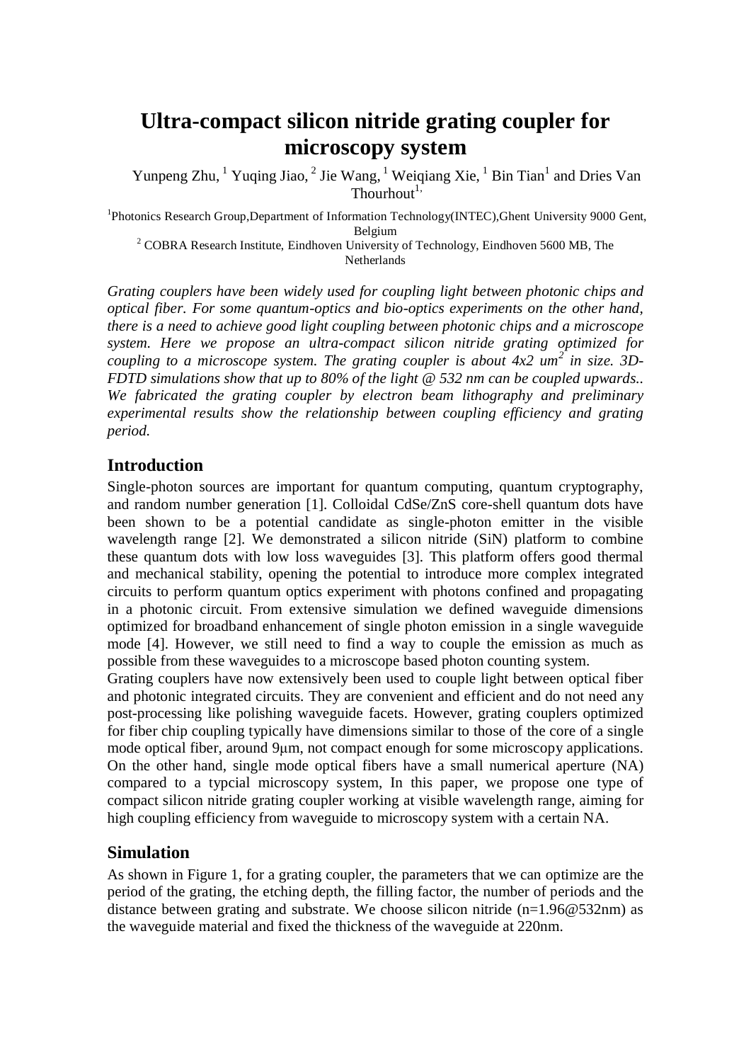# Ultra-compact silicon nitride grating coupler for microscopy system

Yunpeng Zhu, [1] Yuqing Jiao, [2] Jie Wang, [1] Weiqiang Xie, [1] Bin Tian[1] and Dries Van Thourhout[1,]

[1]Photonics Research Group,Department of Information Technology(INTEC),Ghent University 9000 Gent, Belgium

[2] COBRA Research Institute, Eindhoven University of Technology, Eindhoven 5600 MB, The Netherlands

*Grating couplers have been widely used for coupling light between photonic chips and optical fiber. For some quantum-optics and bio-optics experiments on the other hand, there is a need to achieve good light coupling between photonic chips and a microscope system. Here we propose an ultra-compact silicon nitride grating optimized for coupling to a microscope system. The grating coupler is about 4x2 um$^2$ in size. 3D-FDTD simulations show that up to 80% of the light @ 532 nm can be coupled upwards.. We fabricated the grating coupler by electron beam lithography and preliminary experimental results show the relationship between coupling efficiency and grating period.*

## Introduction

Single-photon sources are important for quantum computing, quantum cryptography, and random number generation [1]. Colloidal CdSe/ZnS core-shell quantum dots have been shown to be a potential candidate as single-photon emitter in the visible wavelength range [2]. We demonstrated a silicon nitride (SiN) platform to combine these quantum dots with low loss waveguides [3]. This platform offers good thermal and mechanical stability, opening the potential to introduce more complex integrated circuits to perform quantum optics experiment with photons confined and propagating in a photonic circuit. From extensive simulation we defined waveguide dimensions optimized for broadband enhancement of single photon emission in a single waveguide mode [4]. However, we still need to find a way to couple the emission as much as possible from these waveguides to a microscope based photon counting system.

Grating couplers have now extensively been used to couple light between optical fiber and photonic integrated circuits. They are convenient and efficient and do not need any post-processing like polishing waveguide facets. However, grating couplers optimized for fiber chip coupling typically have dimensions similar to those of the core of a single mode optical fiber, around 9μm, not compact enough for some microscopy applications. On the other hand, single mode optical fibers have a small numerical aperture (NA) compared to a typcial microscopy system, In this paper, we propose one type of compact silicon nitride grating coupler working at visible wavelength range, aiming for high coupling efficiency from waveguide to microscopy system with a certain NA.

## Simulation

As shown in Figure 1, for a grating coupler, the parameters that we can optimize are the period of the grating, the etching depth, the filling factor, the number of periods and the distance between grating and substrate. We choose silicon nitride (n=1.96@532nm) as the waveguide material and fixed the thickness of the waveguide at 220nm.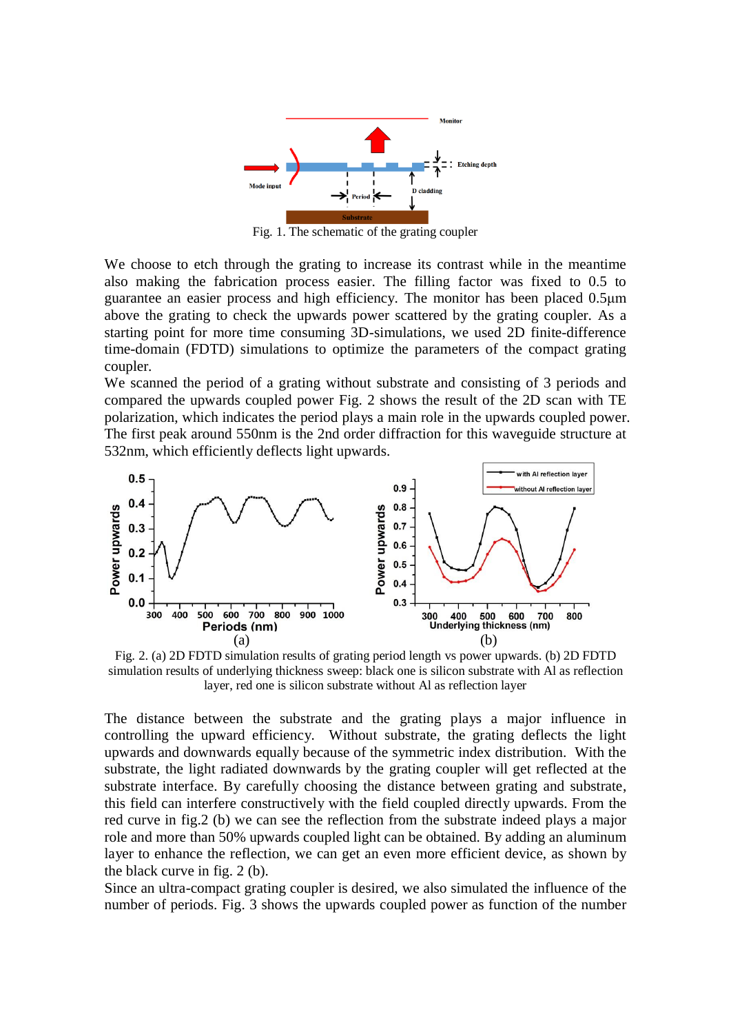Fig. 1. The schematic of the grating coupler

We choose to etch through the grating to increase its contrast while in the meantime also making the fabrication process easier. The filling factor was fixed to 0.5 to guarantee an easier process and high efficiency. The monitor has been placed 0.5μm above the grating to check the upwards power scattered by the grating coupler. As a starting point for more time consuming 3D-simulations, we used 2D finite-difference time-domain (FDTD) simulations to optimize the parameters of the compact grating coupler.

We scanned the period of a grating without substrate and consisting of 3 periods and compared the upwards coupled power Fig. 2 shows the result of the 2D scan with TE polarization, which indicates the period plays a main role in the upwards coupled power. The first peak around 550nm is the 2nd order diffraction for this waveguide structure at 532nm, which efficiently deflects light upwards.

Fig. 2. (a) 2D FDTD simulation results of grating period length vs power upwards. (b) 2D FDTD simulation results of underlying thickness sweep: black one is silicon substrate with Al as reflection layer, red one is silicon substrate without Al as reflection layer

The distance between the substrate and the grating plays a major influence in controlling the upward efficiency. Without substrate, the grating deflects the light upwards and downwards equally because of the symmetric index distribution. With the substrate, the light radiated downwards by the grating coupler will get reflected at the substrate interface. By carefully choosing the distance between grating and substrate, this field can interfere constructively with the field coupled directly upwards. From the red curve in fig.2 (b) we can see the reflection from the substrate indeed plays a major role and more than 50% upwards coupled light can be obtained. By adding an aluminum layer to enhance the reflection, we can get an even more efficient device, as shown by the black curve in fig. 2 (b).

Since an ultra-compact grating coupler is desired, we also simulated the influence of the number of periods. Fig. 3 shows the upwards coupled power as function of the number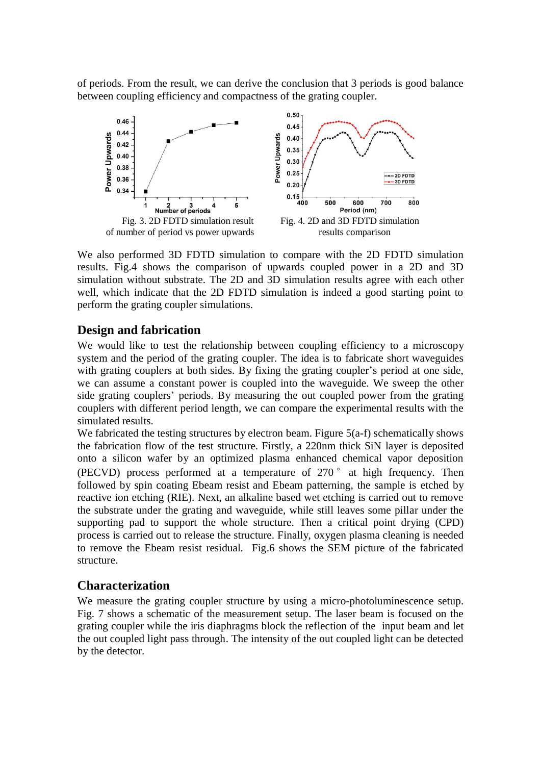of periods. From the result, we can derive the conclusion that 3 periods is good balance between coupling efficiency and compactness of the grating coupler.

Fig. 3. 2D FDTD simulation result of number of period vs power upwards

Fig. 4. 2D and 3D FDTD simulation results comparison

We also performed 3D FDTD simulation to compare with the 2D FDTD simulation results. Fig.4 shows the comparison of upwards coupled power in a 2D and 3D simulation without substrate. The 2D and 3D simulation results agree with each other well, which indicate that the 2D FDTD simulation is indeed a good starting point to perform the grating coupler simulations.

## Design and fabrication

We would like to test the relationship between coupling efficiency to a microscopy system and the period of the grating coupler. The idea is to fabricate short waveguides with grating couplers at both sides. By fixing the grating coupler's period at one side, we can assume a constant power is coupled into the waveguide. We sweep the other side grating couplers' periods. By measuring the out coupled power from the grating couplers with different period length, we can compare the experimental results with the simulated results.

We fabricated the testing structures by electron beam. Figure 5(a-f) schematically shows the fabrication flow of the test structure. Firstly, a 220nm thick SiN layer is deposited onto a silicon wafer by an optimized plasma enhanced chemical vapor deposition (PECVD) process performed at a temperature of 270° at high frequency. Then followed by spin coating Ebeam resist and Ebeam patterning, the sample is etched by reactive ion etching (RIE). Next, an alkaline based wet etching is carried out to remove the substrate under the grating and waveguide, while still leaves some pillar under the supporting pad to support the whole structure. Then a critical point drying (CPD) process is carried out to release the structure. Finally, oxygen plasma cleaning is needed to remove the Ebeam resist residual. Fig.6 shows the SEM picture of the fabricated structure.

## Characterization

We measure the grating coupler structure by using a micro-photoluminescence setup. Fig. 7 shows a schematic of the measurement setup. The laser beam is focused on the grating coupler while the iris diaphragms block the reflection of the input beam and let the out coupled light pass through. The intensity of the out coupled light can be detected by the detector.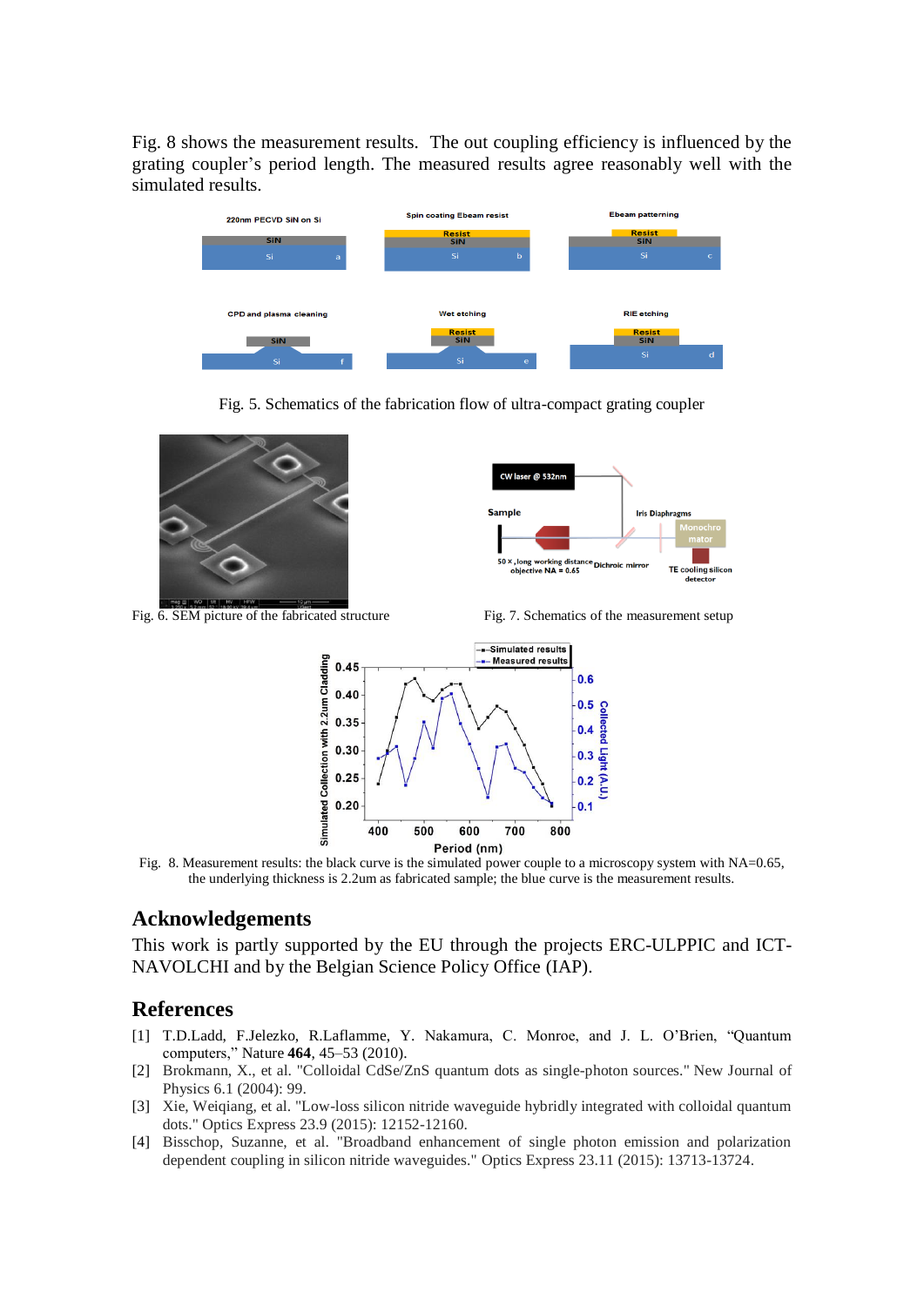Fig. 8 shows the measurement results. The out coupling efficiency is influenced by the grating coupler's period length. The measured results agree reasonably well with the simulated results.

220nm PECVD SiN on Si
SiN
Si a

Spin coating Ebeam resist
Resist
SiN
Si b

Ebeam patterning
Resist
SiN
Si c

CPD and plasma cleaning
SiN
Si f

Wet etching
Resist
SiN
Si e

RIE etching
Resist
SiN
Si d

Fig. 5. Schematics of the fabrication flow of ultra-compact grating coupler

Fig. 6. SEM picture of the fabricated structure

CW laser @ 532nm
Sample
Iris Diaphragms
Monochromator
50 × , long working distance objective NA = 0.65
Dichroic mirror
TE cooling silicon detector

Fig. 7. Schematics of the measurement setup

Simulated results
Measured results
Simulated Collection with 2.2um Cladding
0.45
0.40
0.35
0.30
0.25
0.20
Collected Light (A.U.)
0.6
0.5
0.4
0.3
0.2
0.1
400 500 600 700 800
Period (nm)

Fig. 8. Measurement results: the black curve is the simulated power couple to a microscopy system with NA=0.65, the underlying thickness is 2.2um as fabricated sample; the blue curve is the measurement results.

## Acknowledgements

This work is partly supported by the EU through the projects ERC-ULPPIC and ICT-NAVOLCHI and by the Belgian Science Policy Office (IAP).

## References

[1] T.D.Ladd, F.Jelezko, R.Laflamme, Y. Nakamura, C. Monroe, and J. L. O'Brien, "Quantum computers," Nature **464**, 45–53 (2010).

[2] Brokmann, X., et al. "Colloidal CdSe/ZnS quantum dots as single-photon sources." New Journal of Physics 6.1 (2004): 99.

[3] Xie, Weiqiang, et al. "Low-loss silicon nitride waveguide hybridly integrated with colloidal quantum dots." Optics Express 23.9 (2015): 12152-12160.

[4] Bisschop, Suzanne, et al. "Broadband enhancement of single photon emission and polarization dependent coupling in silicon nitride waveguides." Optics Express 23.11 (2015): 13713-13724.